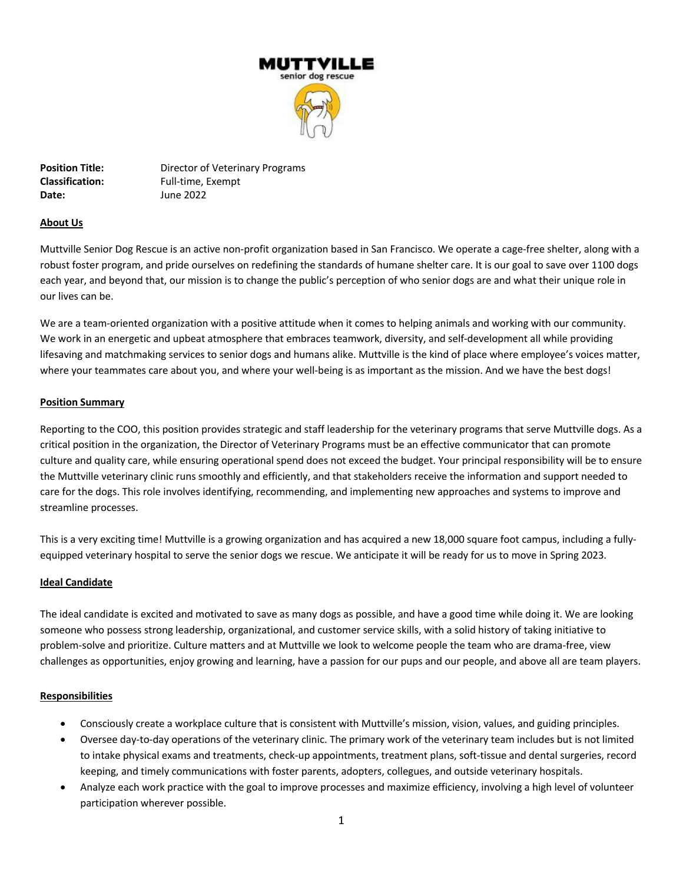**MUTTVILLE**
senior dog rescue

**Position Title:** Director of Veterinary Programs
**Classification:** Full-time, Exempt
**Date:** June 2022

## About Us

Muttville Senior Dog Rescue is an active non-profit organization based in San Francisco. We operate a cage-free shelter, along with a robust foster program, and pride ourselves on redefining the standards of humane shelter care. It is our goal to save over 1100 dogs each year, and beyond that, our mission is to change the public's perception of who senior dogs are and what their unique role in our lives can be.

We are a team-oriented organization with a positive attitude when it comes to helping animals and working with our community. We work in an energetic and upbeat atmosphere that embraces teamwork, diversity, and self-development all while providing lifesaving and matchmaking services to senior dogs and humans alike. Muttville is the kind of place where employee's voices matter, where your teammates care about you, and where your well-being is as important as the mission. And we have the best dogs!

## Position Summary

Reporting to the COO, this position provides strategic and staff leadership for the veterinary programs that serve Muttville dogs. As a critical position in the organization, the Director of Veterinary Programs must be an effective communicator that can promote culture and quality care, while ensuring operational spend does not exceed the budget. Your principal responsibility will be to ensure the Muttville veterinary clinic runs smoothly and efficiently, and that stakeholders receive the information and support needed to care for the dogs. This role involves identifying, recommending, and implementing new approaches and systems to improve and streamline processes.

This is a very exciting time! Muttville is a growing organization and has acquired a new 18,000 square foot campus, including a fully-equipped veterinary hospital to serve the senior dogs we rescue. We anticipate it will be ready for us to move in Spring 2023.

## Ideal Candidate

The ideal candidate is excited and motivated to save as many dogs as possible, and have a good time while doing it. We are looking someone who possess strong leadership, organizational, and customer service skills, with a solid history of taking initiative to problem-solve and prioritize. Culture matters and at Muttville we look to welcome people the team who are drama-free, view challenges as opportunities, enjoy growing and learning, have a passion for our pups and our people, and above all are team players.

## Responsibilities

- Consciously create a workplace culture that is consistent with Muttville's mission, vision, values, and guiding principles.
- Oversee day-to-day operations of the veterinary clinic. The primary work of the veterinary team includes but is not limited to intake physical exams and treatments, check-up appointments, treatment plans, soft-tissue and dental surgeries, record keeping, and timely communications with foster parents, adopters, collegues, and outside veterinary hospitals.
- Analyze each work practice with the goal to improve processes and maximize efficiency, involving a high level of volunteer participation wherever possible.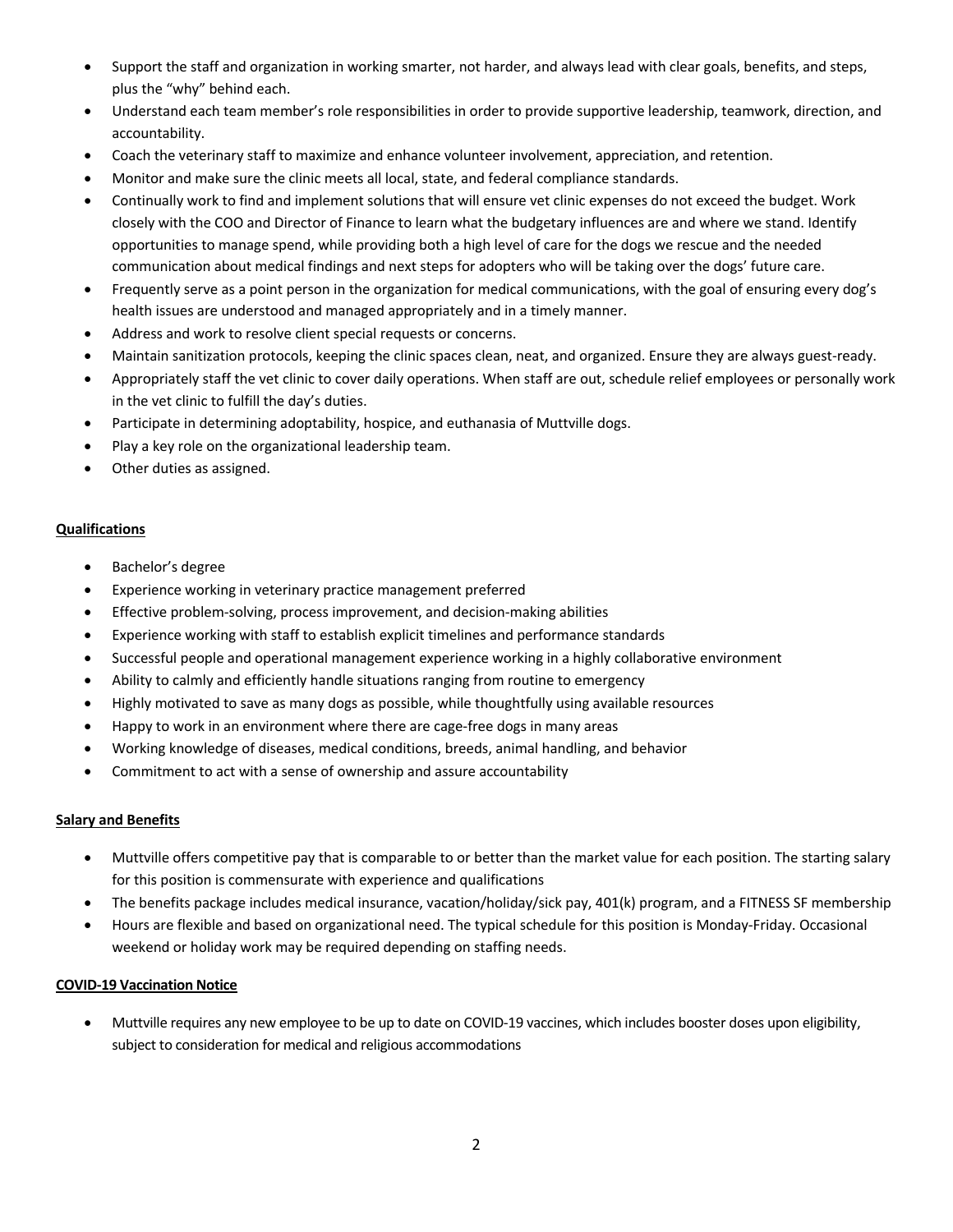- Support the staff and organization in working smarter, not harder, and always lead with clear goals, benefits, and steps, plus the "why" behind each.
- Understand each team member's role responsibilities in order to provide supportive leadership, teamwork, direction, and accountability.
- Coach the veterinary staff to maximize and enhance volunteer involvement, appreciation, and retention.
- Monitor and make sure the clinic meets all local, state, and federal compliance standards.
- Continually work to find and implement solutions that will ensure vet clinic expenses do not exceed the budget. Work closely with the COO and Director of Finance to learn what the budgetary influences are and where we stand. Identify opportunities to manage spend, while providing both a high level of care for the dogs we rescue and the needed communication about medical findings and next steps for adopters who will be taking over the dogs' future care.
- Frequently serve as a point person in the organization for medical communications, with the goal of ensuring every dog's health issues are understood and managed appropriately and in a timely manner.
- Address and work to resolve client special requests or concerns.
- Maintain sanitization protocols, keeping the clinic spaces clean, neat, and organized. Ensure they are always guest-ready.
- Appropriately staff the vet clinic to cover daily operations. When staff are out, schedule relief employees or personally work in the vet clinic to fulfill the day's duties.
- Participate in determining adoptability, hospice, and euthanasia of Muttville dogs.
- Play a key role on the organizational leadership team.
- Other duties as assigned.

**Qualifications**

- Bachelor's degree
- Experience working in veterinary practice management preferred
- Effective problem-solving, process improvement, and decision-making abilities
- Experience working with staff to establish explicit timelines and performance standards
- Successful people and operational management experience working in a highly collaborative environment
- Ability to calmly and efficiently handle situations ranging from routine to emergency
- Highly motivated to save as many dogs as possible, while thoughtfully using available resources
- Happy to work in an environment where there are cage-free dogs in many areas
- Working knowledge of diseases, medical conditions, breeds, animal handling, and behavior
- Commitment to act with a sense of ownership and assure accountability

**Salary and Benefits**

- Muttville offers competitive pay that is comparable to or better than the market value for each position. The starting salary for this position is commensurate with experience and qualifications
- The benefits package includes medical insurance, vacation/holiday/sick pay, 401(k) program, and a FITNESS SF membership
- Hours are flexible and based on organizational need. The typical schedule for this position is Monday-Friday. Occasional weekend or holiday work may be required depending on staffing needs.

**COVID-19 Vaccination Notice**

- Muttville requires any new employee to be up to date on COVID-19 vaccines, which includes booster doses upon eligibility, subject to consideration for medical and religious accommodations